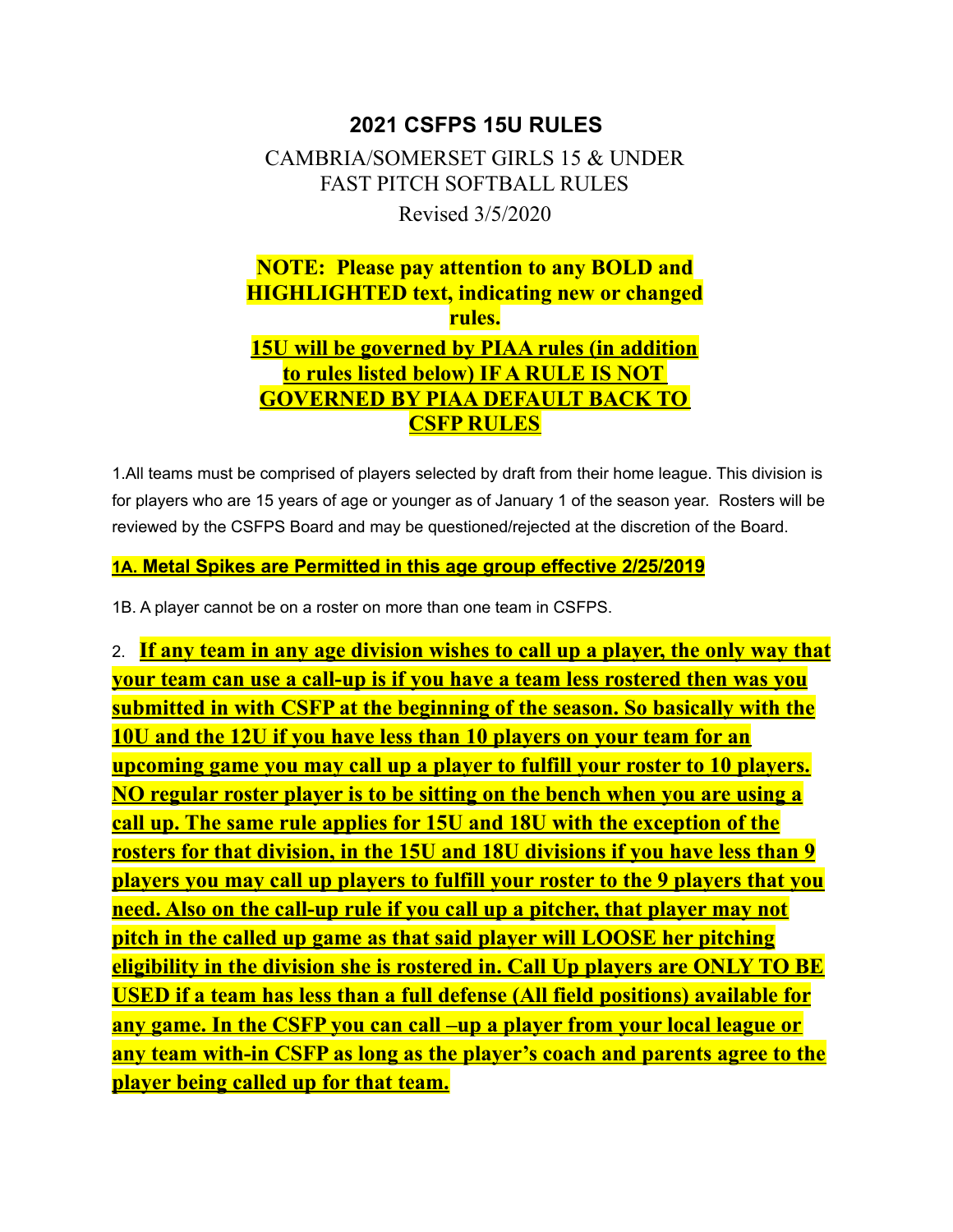# 2021 CSFPS 15U RULES

CAMBRIA/SOMERSET GIRLS 15 & UNDER
FAST PITCH SOFTBALL RULES

Revised 3/5/2020

**NOTE: Please pay attention to any BOLD and HIGHLIGHTED text, indicating new or changed rules.**

**15U will be governed by PIAA rules (in addition to rules listed below) IF A RULE IS NOT GOVERNED BY PIAA DEFAULT BACK TO CSFP RULES**

1.All teams must be comprised of players selected by draft from their home league. This division is for players who are 15 years of age or younger as of January 1 of the season year. Rosters will be reviewed by the CSFPS Board and may be questioned/rejected at the discretion of the Board.

**1A. Metal Spikes are Permitted in this age group effective 2/25/2019**

1B. A player cannot be on a roster on more than one team in CSFPS.

2. **If any team in any age division wishes to call up a player, the only way that your team can use a call-up is if you have a team less rostered then was you submitted in with CSFP at the beginning of the season. So basically with the 10U and the 12U if you have less than 10 players on your team for an upcoming game you may call up a player to fulfill your roster to 10 players. NO regular roster player is to be sitting on the bench when you are using a call up. The same rule applies for 15U and 18U with the exception of the rosters for that division, in the 15U and 18U divisions if you have less than 9 players you may call up players to fulfill your roster to the 9 players that you need. Also on the call-up rule if you call up a pitcher, that player may not pitch in the called up game as that said player will LOOSE her pitching eligibility in the division she is rostered in. Call Up players are ONLY TO BE USED if a team has less than a full defense (All field positions) available for any game. In the CSFP you can call –up a player from your local league or any team with-in CSFP as long as the player's coach and parents agree to the player being called up for that team.**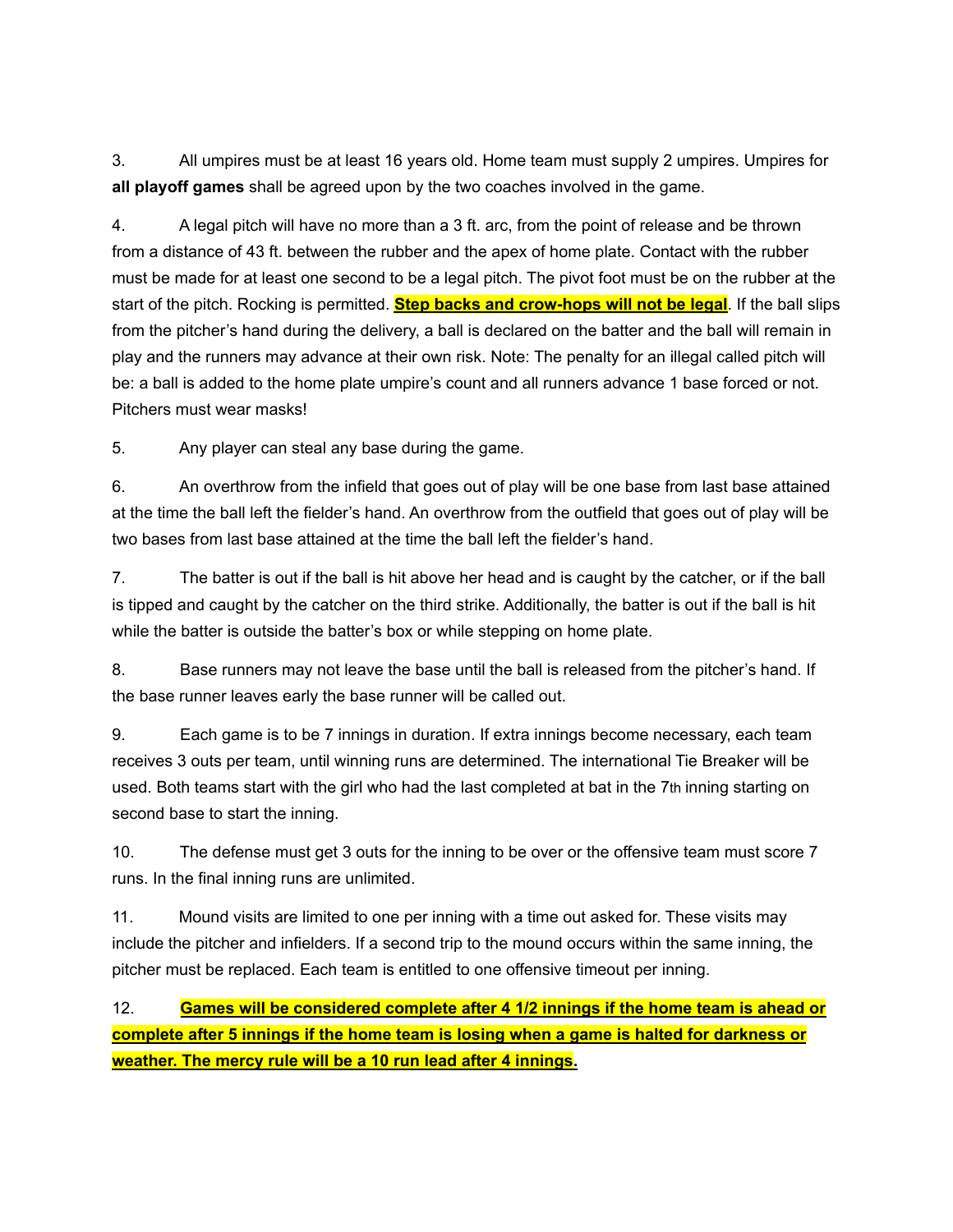3. All umpires must be at least 16 years old. Home team must supply 2 umpires. Umpires for **all playoff games** shall be agreed upon by the two coaches involved in the game.

4. A legal pitch will have no more than a 3 ft. arc, from the point of release and be thrown from a distance of 43 ft. between the rubber and the apex of home plate. Contact with the rubber must be made for at least one second to be a legal pitch. The pivot foot must be on the rubber at the start of the pitch. Rocking is permitted. **Step backs and crow-hops will not be legal**. If the ball slips from the pitcher's hand during the delivery, a ball is declared on the batter and the ball will remain in play and the runners may advance at their own risk. Note: The penalty for an illegal called pitch will be: a ball is added to the home plate umpire's count and all runners advance 1 base forced or not. Pitchers must wear masks!

5. Any player can steal any base during the game.

6. An overthrow from the infield that goes out of play will be one base from last base attained at the time the ball left the fielder's hand. An overthrow from the outfield that goes out of play will be two bases from last base attained at the time the ball left the fielder's hand.

7. The batter is out if the ball is hit above her head and is caught by the catcher, or if the ball is tipped and caught by the catcher on the third strike. Additionally, the batter is out if the ball is hit while the batter is outside the batter's box or while stepping on home plate.

8. Base runners may not leave the base until the ball is released from the pitcher's hand. If the base runner leaves early the base runner will be called out.

9. Each game is to be 7 innings in duration. If extra innings become necessary, each team receives 3 outs per team, until winning runs are determined. The international Tie Breaker will be used. Both teams start with the girl who had the last completed at bat in the 7th inning starting on second base to start the inning.

10. The defense must get 3 outs for the inning to be over or the offensive team must score 7 runs. In the final inning runs are unlimited.

11. Mound visits are limited to one per inning with a time out asked for. These visits may include the pitcher and infielders. If a second trip to the mound occurs within the same inning, the pitcher must be replaced. Each team is entitled to one offensive timeout per inning.

12. **Games will be considered complete after 4 1/2 innings if the home team is ahead or complete after 5 innings if the home team is losing when a game is halted for darkness or weather. The mercy rule will be a 10 run lead after 4 innings.**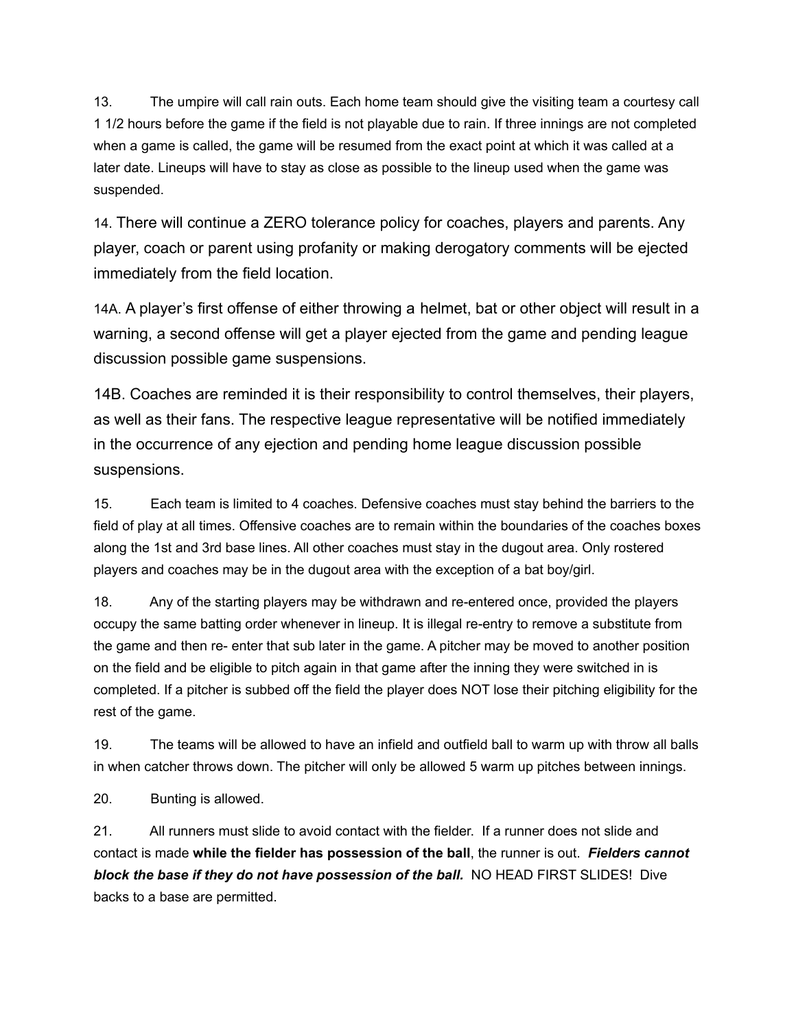13. The umpire will call rain outs. Each home team should give the visiting team a courtesy call 1 1/2 hours before the game if the field is not playable due to rain. If three innings are not completed when a game is called, the game will be resumed from the exact point at which it was called at a later date. Lineups will have to stay as close as possible to the lineup used when the game was suspended.

14. There will continue a ZERO tolerance policy for coaches, players and parents. Any player, coach or parent using profanity or making derogatory comments will be ejected immediately from the field location.

14A. A player's first offense of either throwing a helmet, bat or other object will result in a warning, a second offense will get a player ejected from the game and pending league discussion possible game suspensions.

14B. Coaches are reminded it is their responsibility to control themselves, their players, as well as their fans. The respective league representative will be notified immediately in the occurrence of any ejection and pending home league discussion possible suspensions.

15. Each team is limited to 4 coaches. Defensive coaches must stay behind the barriers to the field of play at all times. Offensive coaches are to remain within the boundaries of the coaches boxes along the 1st and 3rd base lines. All other coaches must stay in the dugout area. Only rostered players and coaches may be in the dugout area with the exception of a bat boy/girl.

18. Any of the starting players may be withdrawn and re-entered once, provided the players occupy the same batting order whenever in lineup. It is illegal re-entry to remove a substitute from the game and then re- enter that sub later in the game. A pitcher may be moved to another position on the field and be eligible to pitch again in that game after the inning they were switched in is completed. If a pitcher is subbed off the field the player does NOT lose their pitching eligibility for the rest of the game.

19. The teams will be allowed to have an infield and outfield ball to warm up with throw all balls in when catcher throws down. The pitcher will only be allowed 5 warm up pitches between innings.

20. Bunting is allowed.

21. All runners must slide to avoid contact with the fielder. If a runner does not slide and contact is made **while the fielder has possession of the ball**, the runner is out. ***Fielders cannot block the base if they do not have possession of the ball.*** NO HEAD FIRST SLIDES! Dive backs to a base are permitted.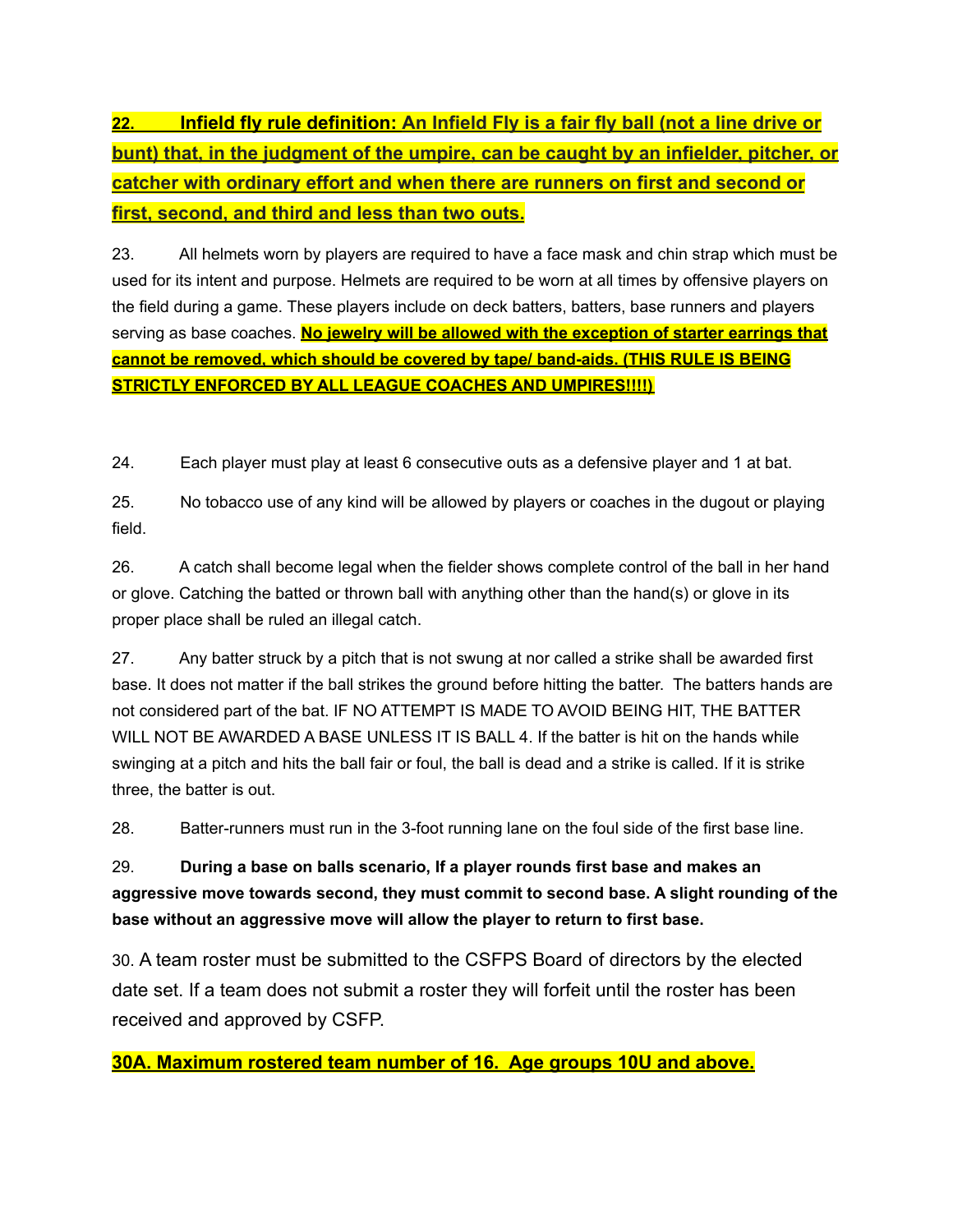**22. Infield fly rule definition: An Infield Fly is a fair fly ball (not a line drive or bunt) that, in the judgment of the umpire, can be caught by an infielder, pitcher, or catcher with ordinary effort and when there are runners on first and second or first, second, and third and less than two outs.**

23. All helmets worn by players are required to have a face mask and chin strap which must be used for its intent and purpose. Helmets are required to be worn at all times by offensive players on the field during a game. These players include on deck batters, batters, base runners and players serving as base coaches. **No jewelry will be allowed with the exception of starter earrings that cannot be removed, which should be covered by tape/ band-aids. (THIS RULE IS BEING STRICTLY ENFORCED BY ALL LEAGUE COACHES AND UMPIRES!!!!)**

24. Each player must play at least 6 consecutive outs as a defensive player and 1 at bat.

25. No tobacco use of any kind will be allowed by players or coaches in the dugout or playing field.

26. A catch shall become legal when the fielder shows complete control of the ball in her hand or glove. Catching the batted or thrown ball with anything other than the hand(s) or glove in its proper place shall be ruled an illegal catch.

27. Any batter struck by a pitch that is not swung at nor called a strike shall be awarded first base. It does not matter if the ball strikes the ground before hitting the batter. The batters hands are not considered part of the bat. IF NO ATTEMPT IS MADE TO AVOID BEING HIT, THE BATTER WILL NOT BE AWARDED A BASE UNLESS IT IS BALL 4. If the batter is hit on the hands while swinging at a pitch and hits the ball fair or foul, the ball is dead and a strike is called. If it is strike three, the batter is out.

28. Batter-runners must run in the 3-foot running lane on the foul side of the first base line.

29. **During a base on balls scenario, If a player rounds first base and makes an aggressive move towards second, they must commit to second base. A slight rounding of the base without an aggressive move will allow the player to return to first base.**

30. A team roster must be submitted to the CSFPS Board of directors by the elected date set. If a team does not submit a roster they will forfeit until the roster has been received and approved by CSFP.

**30A. Maximum rostered team number of 16. Age groups 10U and above.**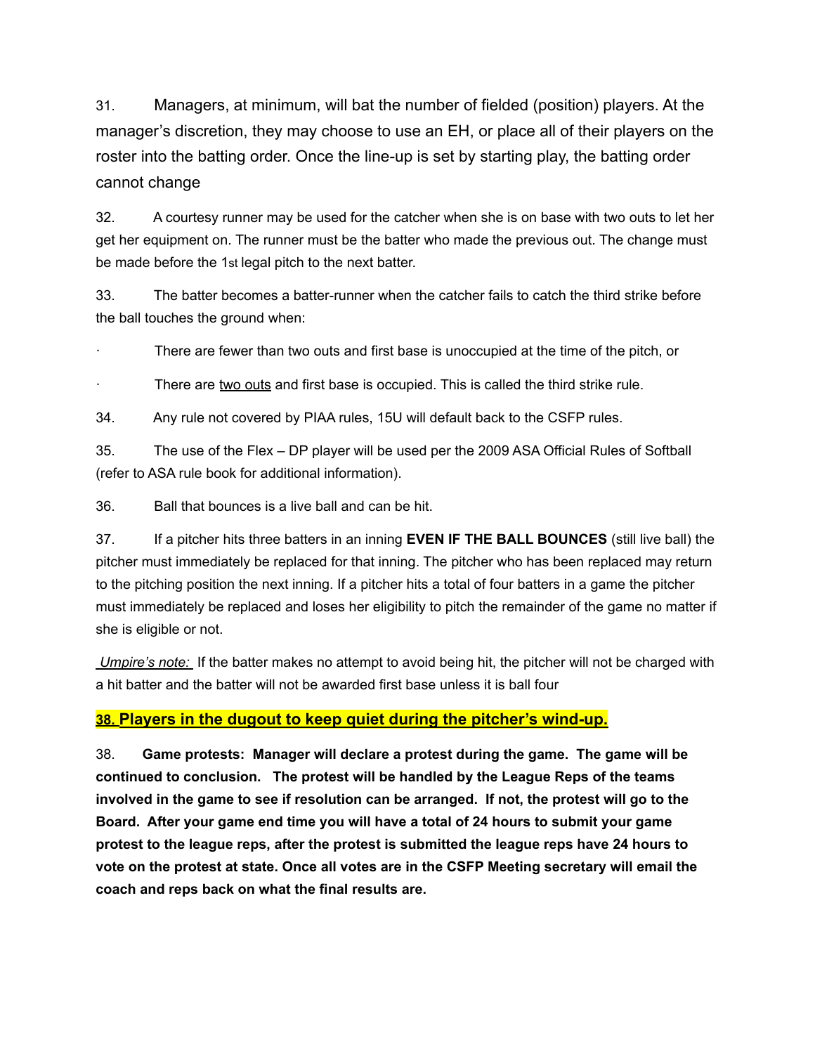31. Managers, at minimum, will bat the number of fielded (position) players. At the manager's discretion, they may choose to use an EH, or place all of their players on the roster into the batting order. Once the line-up is set by starting play, the batting order cannot change

32. A courtesy runner may be used for the catcher when she is on base with two outs to let her get her equipment on. The runner must be the batter who made the previous out. The change must be made before the 1st legal pitch to the next batter.

33. The batter becomes a batter-runner when the catcher fails to catch the third strike before the ball touches the ground when:

- There are fewer than two outs and first base is unoccupied at the time of the pitch, or
- There are <u>two outs</u> and first base is occupied. This is called the third strike rule.

34. Any rule not covered by PIAA rules, 15U will default back to the CSFP rules.

35. The use of the Flex – DP player will be used per the 2009 ASA Official Rules of Softball (refer to ASA rule book for additional information).

36. Ball that bounces is a live ball and can be hit.

37. If a pitcher hits three batters in an inning **EVEN IF THE BALL BOUNCES** (still live ball) the pitcher must immediately be replaced for that inning. The pitcher who has been replaced may return to the pitching position the next inning. If a pitcher hits a total of four batters in a game the pitcher must immediately be replaced and loses her eligibility to pitch the remainder of the game no matter if she is eligible or not.

*<u>Umpire's note:</u>* If the batter makes no attempt to avoid being hit, the pitcher will not be charged with a hit batter and the batter will not be awarded first base unless it is ball four

**<u>38. Players in the dugout to keep quiet during the pitcher's wind-up.</u>**

38. **Game protests: Manager will declare a protest during the game. The game will be continued to conclusion. The protest will be handled by the League Reps of the teams involved in the game to see if resolution can be arranged. If not, the protest will go to the Board. After your game end time you will have a total of 24 hours to submit your game protest to the league reps, after the protest is submitted the league reps have 24 hours to vote on the protest at state. Once all votes are in the CSFP Meeting secretary will email the coach and reps back on what the final results are.**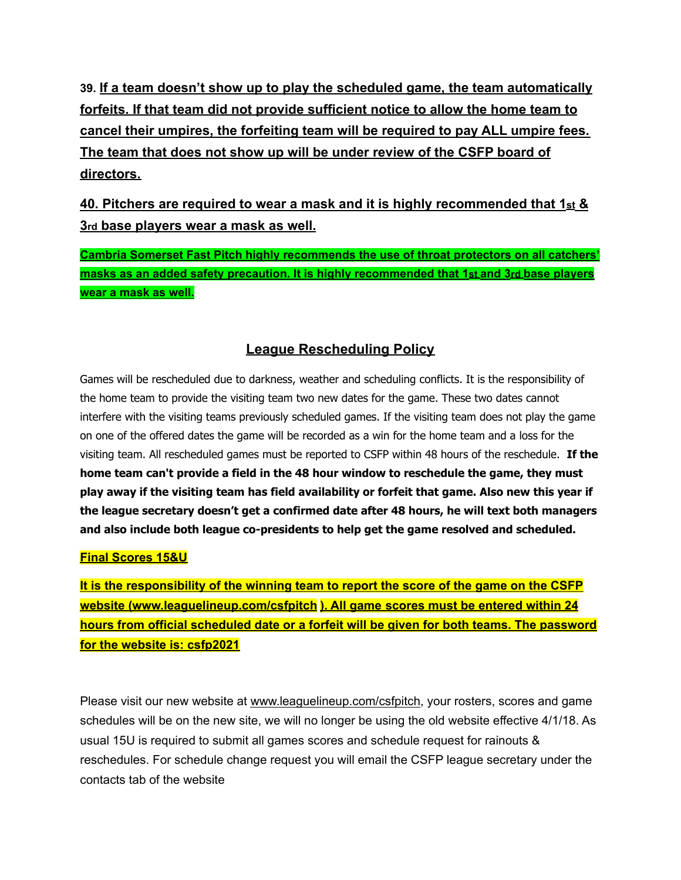39. **If a team doesn't show up to play the scheduled game, the team automatically forfeits. If that team did not provide sufficient notice to allow the home team to cancel their umpires, the forfeiting team will be required to pay ALL umpire fees. The team that does not show up will be under review of the CSFP board of directors.**

**40. Pitchers are required to wear a mask and it is highly recommended that 1st & 3rd base players wear a mask as well.**

**Cambria Somerset Fast Pitch highly recommends the use of throat protectors on all catchers' masks as an added safety precaution. It is highly recommended that 1st and 3rd base players wear a mask as well.**

## League Rescheduling Policy

Games will be rescheduled due to darkness, weather and scheduling conflicts. It is the responsibility of the home team to provide the visiting team two new dates for the game. These two dates cannot interfere with the visiting teams previously scheduled games. If the visiting team does not play the game on one of the offered dates the game will be recorded as a win for the home team and a loss for the visiting team. All rescheduled games must be reported to CSFP within 48 hours of the reschedule. **If the home team can't provide a field in the 48 hour window to reschedule the game, they must play away if the visiting team has field availability or forfeit that game. Also new this year if the league secretary doesn't get a confirmed date after 48 hours, he will text both managers and also include both league co-presidents to help get the game resolved and scheduled.**

**Final Scores 15&U**

**It is the responsibility of the winning team to report the score of the game on the CSFP website (www.leaguelineup.com/csfpitch ). All game scores must be entered within 24 hours from official scheduled date or a forfeit will be given for both teams. The password for the website is: csfp2021**

Please visit our new website at www.leaguelineup.com/csfpitch, your rosters, scores and game schedules will be on the new site, we will no longer be using the old website effective 4/1/18. As usual 15U is required to submit all games scores and schedule request for rainouts & reschedules. For schedule change request you will email the CSFP league secretary under the contacts tab of the website